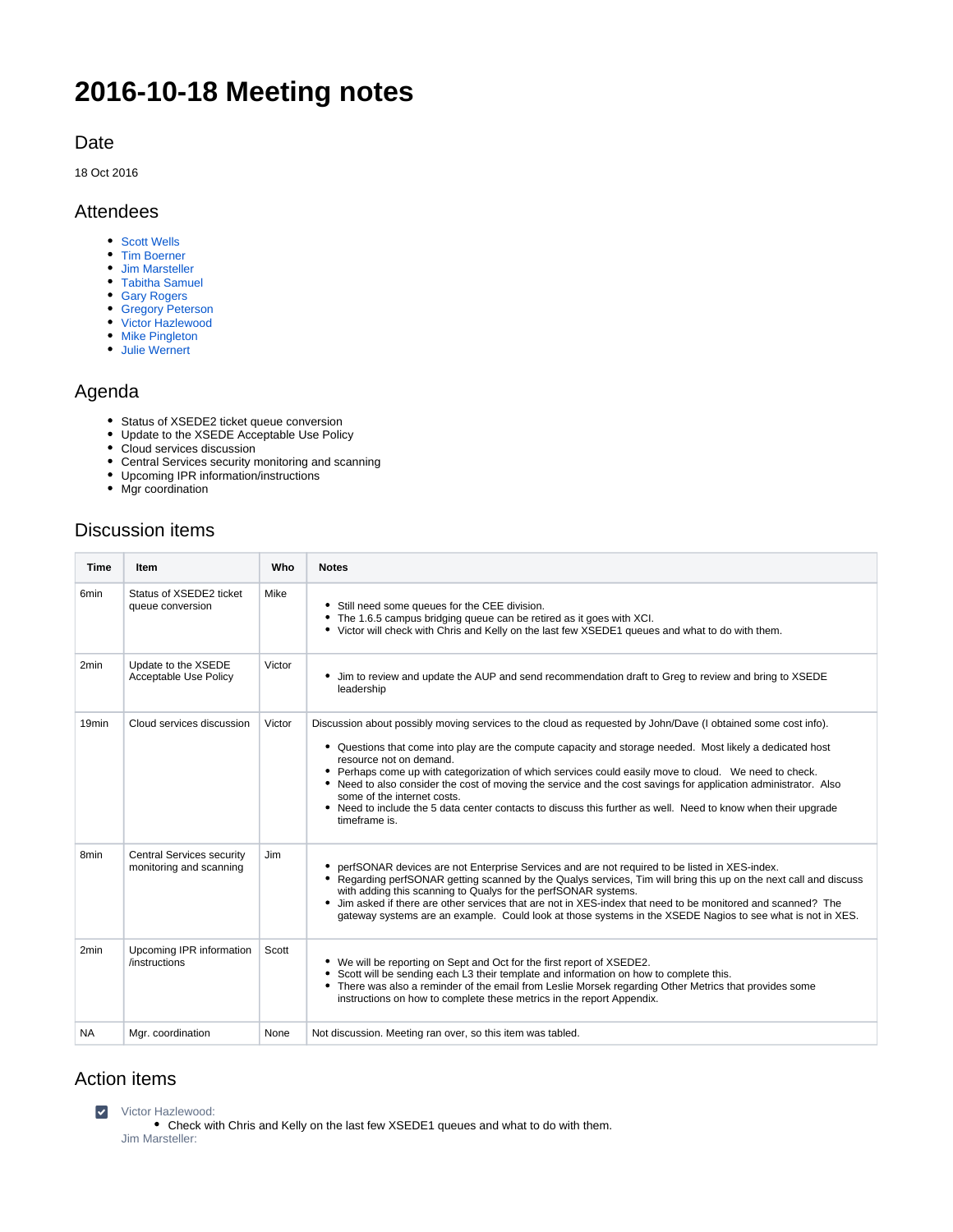# 2016-10-18 Meeting notes

## Date

18 Oct 2016

## Attendees

- Scott Wells
- Tim Boerner
- Jim Marsteller
- Tabitha Samuel
- Gary Rogers
- Gregory Peterson
- Victor Hazlewood
- Mike Pingleton
- Julie Wernert

## Agenda

- Status of XSEDE2 ticket queue conversion
- Update to the XSEDE Acceptable Use Policy
- Cloud services discussion
- Central Services security monitoring and scanning
- Upcoming IPR information/instructions
- Mgr coordination

## Discussion items

| Time | Item | Who | Notes |
|---|---|---|---|
| 6min | Status of XSEDE2 ticket queue conversion | Mike | <ul><li>Still need some queues for the CEE division.</li><li>The 1.6.5 campus bridging queue can be retired as it goes with XCI.</li><li>Victor will check with Chris and Kelly on the last few XSEDE1 queues and what to do with them.</li></ul> |
| 2min | Update to the XSEDE Acceptable Use Policy | Victor | <ul><li>Jim to review and update the AUP and send recommendation draft to Greg to review and bring to XSEDE leadership</li></ul> |
| 19min | Cloud services discussion | Victor | Discussion about possibly moving services to the cloud as requested by John/Dave (I obtained some cost info).<ul><li>Questions that come into play are the compute capacity and storage needed. Most likely a dedicated host resource not on demand.</li><li>Perhaps come up with categorization of which services could easily move to cloud. We need to check.</li><li>Need to also consider the cost of moving the service and the cost savings for application administrator. Also some of the internet costs.</li><li>Need to include the 5 data center contacts to discuss this further as well. Need to know when their upgrade timeframe is.</li></ul> |
| 8min | Central Services security monitoring and scanning | Jim | <ul><li>perfSONAR devices are not Enterprise Services and are not required to be listed in XES-index.</li><li>Regarding perfSONAR getting scanned by the Qualys services, Tim will bring this up on the next call and discuss with adding this scanning to Qualys for the perfSONAR systems.</li><li>Jim asked if there are other services that are not in XES-index that need to be monitored and scanned? The gateway systems are an example. Could look at those systems in the XSEDE Nagios to see what is not in XES.</li></ul> |
| 2min | Upcoming IPR information /instructions | Scott | <ul><li>We will be reporting on Sept and Oct for the first report of XSEDE2.</li><li>Scott will be sending each L3 their template and information on how to complete this.</li><li>There was also a reminder of the email from Leslie Morsek regarding Other Metrics that provides some instructions on how to complete these metrics in the report Appendix.</li></ul> |
| NA | Mgr. coordination | None | Not discussion. Meeting ran over, so this item was tabled. |

## Action items

- [x] Victor Hazlewood:
  - Check with Chris and Kelly on the last few XSEDE1 queues and what to do with them.

  Jim Marsteller: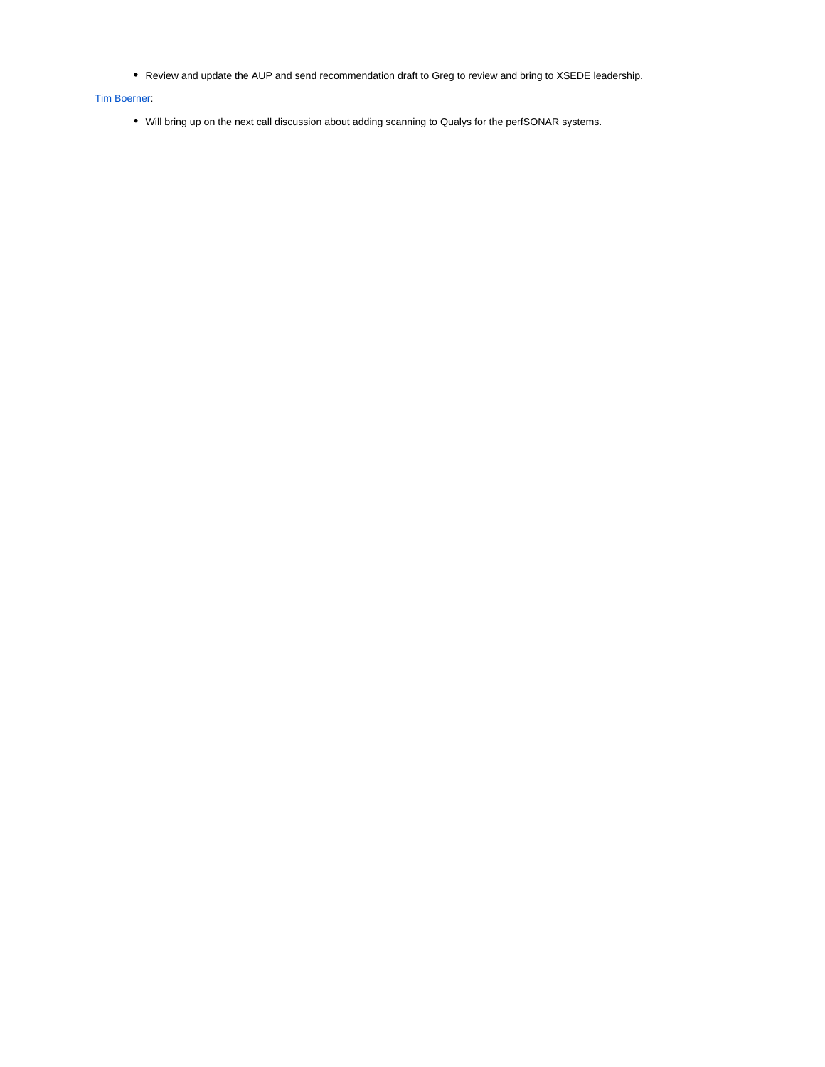- Review and update the AUP and send recommendation draft to Greg to review and bring to XSEDE leadership.

Tim Boerner:

- Will bring up on the next call discussion about adding scanning to Qualys for the perfSONAR systems.